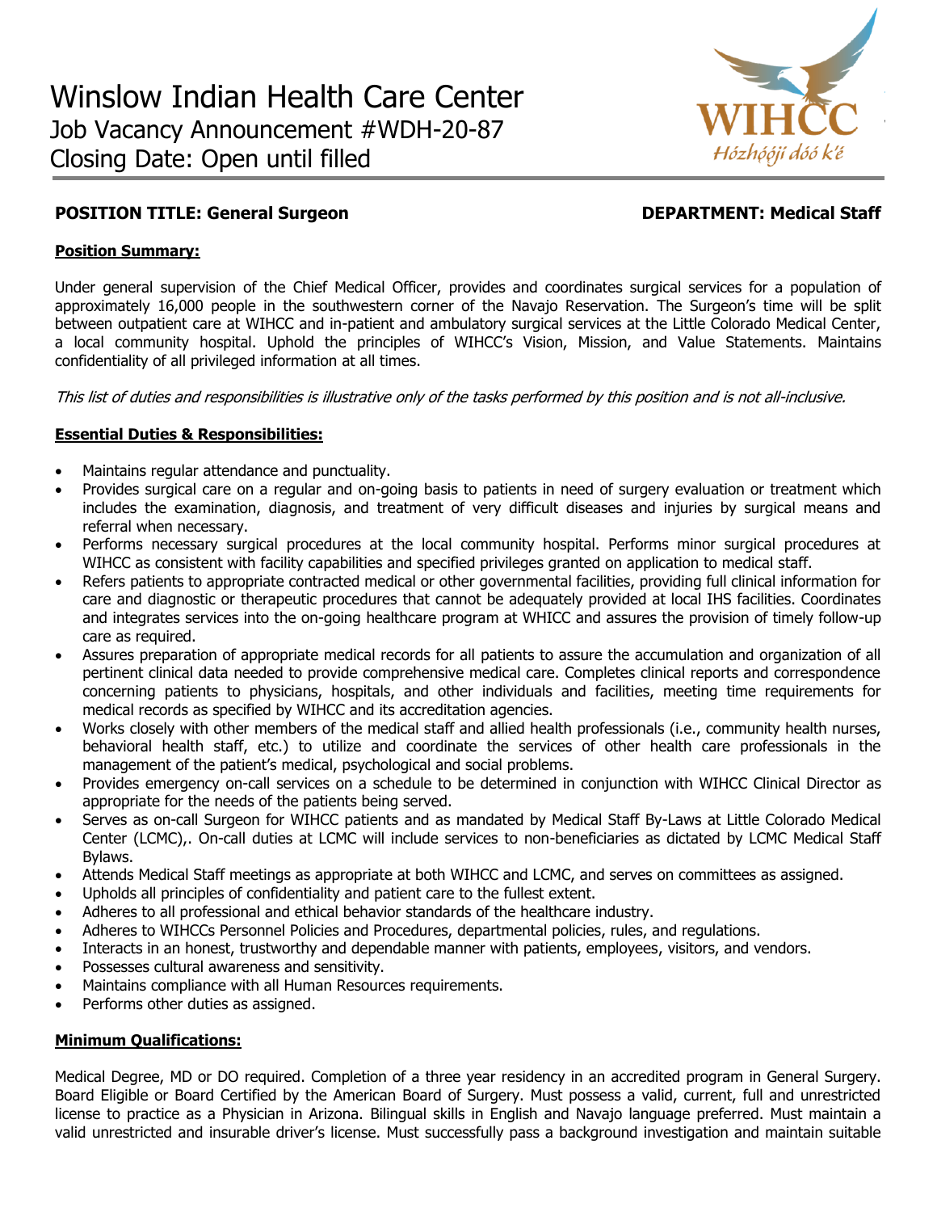# Winslow Indian Health Care Center

Job Vacancy Announcement #WDH-20-87

Closing Date: Open until filled

WIHCC
Hózhóójí dóó k'é

**POSITION TITLE: General Surgeon** **DEPARTMENT: Medical Staff**

**Position Summary:**

Under general supervision of the Chief Medical Officer, provides and coordinates surgical services for a population of approximately 16,000 people in the southwestern corner of the Navajo Reservation. The Surgeon's time will be split between outpatient care at WIHCC and in-patient and ambulatory surgical services at the Little Colorado Medical Center, a local community hospital. Uphold the principles of WIHCC's Vision, Mission, and Value Statements. Maintains confidentiality of all privileged information at all times.

*This list of duties and responsibilities is illustrative only of the tasks performed by this position and is not all-inclusive.*

**Essential Duties & Responsibilities:**

- Maintains regular attendance and punctuality.
- Provides surgical care on a regular and on-going basis to patients in need of surgery evaluation or treatment which includes the examination, diagnosis, and treatment of very difficult diseases and injuries by surgical means and referral when necessary.
- Performs necessary surgical procedures at the local community hospital. Performs minor surgical procedures at WIHCC as consistent with facility capabilities and specified privileges granted on application to medical staff.
- Refers patients to appropriate contracted medical or other governmental facilities, providing full clinical information for care and diagnostic or therapeutic procedures that cannot be adequately provided at local IHS facilities. Coordinates and integrates services into the on-going healthcare program at WHICC and assures the provision of timely follow-up care as required.
- Assures preparation of appropriate medical records for all patients to assure the accumulation and organization of all pertinent clinical data needed to provide comprehensive medical care. Completes clinical reports and correspondence concerning patients to physicians, hospitals, and other individuals and facilities, meeting time requirements for medical records as specified by WIHCC and its accreditation agencies.
- Works closely with other members of the medical staff and allied health professionals (i.e., community health nurses, behavioral health staff, etc.) to utilize and coordinate the services of other health care professionals in the management of the patient's medical, psychological and social problems.
- Provides emergency on-call services on a schedule to be determined in conjunction with WIHCC Clinical Director as appropriate for the needs of the patients being served.
- Serves as on-call Surgeon for WIHCC patients and as mandated by Medical Staff By-Laws at Little Colorado Medical Center (LCMC),. On-call duties at LCMC will include services to non-beneficiaries as dictated by LCMC Medical Staff Bylaws.
- Attends Medical Staff meetings as appropriate at both WIHCC and LCMC, and serves on committees as assigned.
- Upholds all principles of confidentiality and patient care to the fullest extent.
- Adheres to all professional and ethical behavior standards of the healthcare industry.
- Adheres to WIHCCs Personnel Policies and Procedures, departmental policies, rules, and regulations.
- Interacts in an honest, trustworthy and dependable manner with patients, employees, visitors, and vendors.
- Possesses cultural awareness and sensitivity.
- Maintains compliance with all Human Resources requirements.
- Performs other duties as assigned.

**Minimum Qualifications:**

Medical Degree, MD or DO required. Completion of a three year residency in an accredited program in General Surgery. Board Eligible or Board Certified by the American Board of Surgery. Must possess a valid, current, full and unrestricted license to practice as a Physician in Arizona. Bilingual skills in English and Navajo language preferred. Must maintain a valid unrestricted and insurable driver's license. Must successfully pass a background investigation and maintain suitable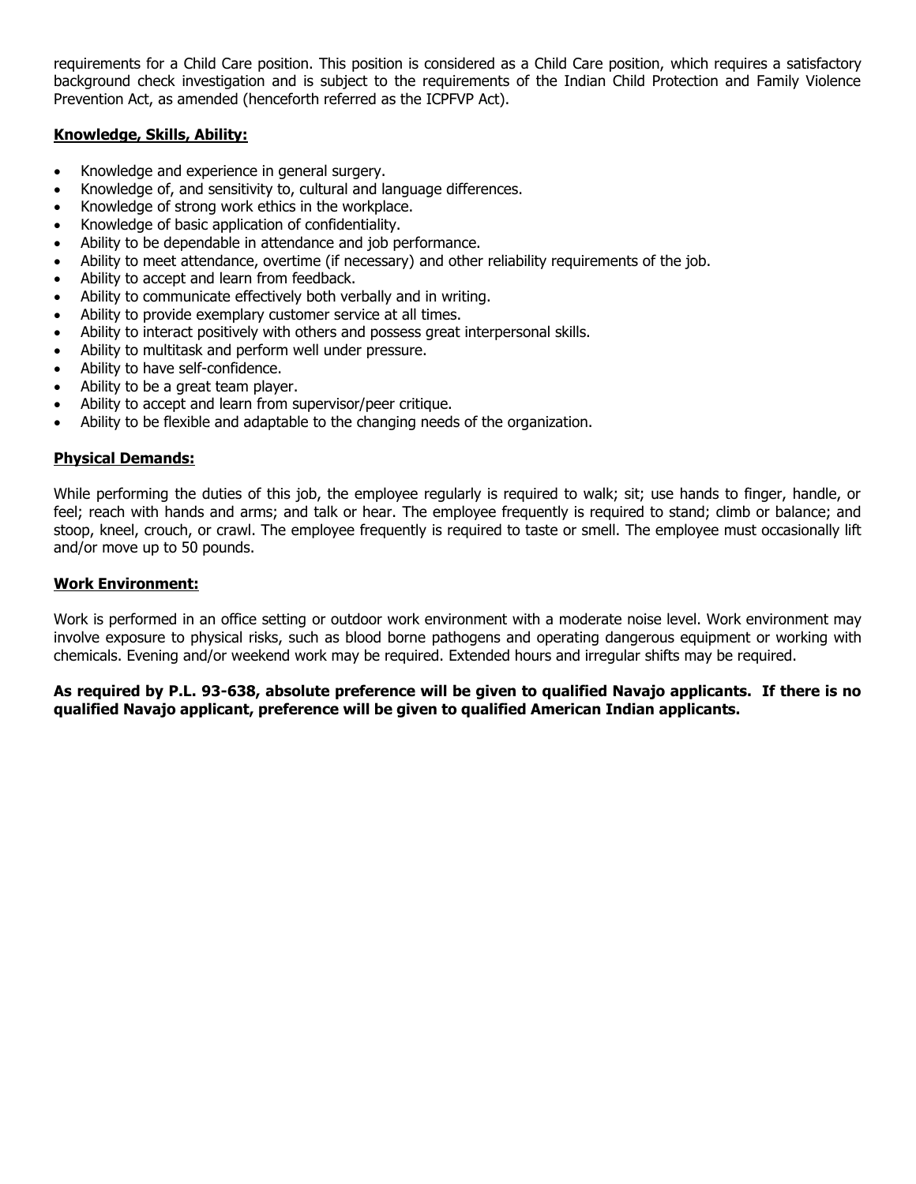requirements for a Child Care position. This position is considered as a Child Care position, which requires a satisfactory background check investigation and is subject to the requirements of the Indian Child Protection and Family Violence Prevention Act, as amended (henceforth referred as the ICPFVP Act).

**Knowledge, Skills, Ability:**

- Knowledge and experience in general surgery.
- Knowledge of, and sensitivity to, cultural and language differences.
- Knowledge of strong work ethics in the workplace.
- Knowledge of basic application of confidentiality.
- Ability to be dependable in attendance and job performance.
- Ability to meet attendance, overtime (if necessary) and other reliability requirements of the job.
- Ability to accept and learn from feedback.
- Ability to communicate effectively both verbally and in writing.
- Ability to provide exemplary customer service at all times.
- Ability to interact positively with others and possess great interpersonal skills.
- Ability to multitask and perform well under pressure.
- Ability to have self-confidence.
- Ability to be a great team player.
- Ability to accept and learn from supervisor/peer critique.
- Ability to be flexible and adaptable to the changing needs of the organization.

**Physical Demands:**

While performing the duties of this job, the employee regularly is required to walk; sit; use hands to finger, handle, or feel; reach with hands and arms; and talk or hear. The employee frequently is required to stand; climb or balance; and stoop, kneel, crouch, or crawl. The employee frequently is required to taste or smell. The employee must occasionally lift and/or move up to 50 pounds.

**Work Environment:**

Work is performed in an office setting or outdoor work environment with a moderate noise level. Work environment may involve exposure to physical risks, such as blood borne pathogens and operating dangerous equipment or working with chemicals. Evening and/or weekend work may be required. Extended hours and irregular shifts may be required.

**As required by P.L. 93-638, absolute preference will be given to qualified Navajo applicants. If there is no qualified Navajo applicant, preference will be given to qualified American Indian applicants.**